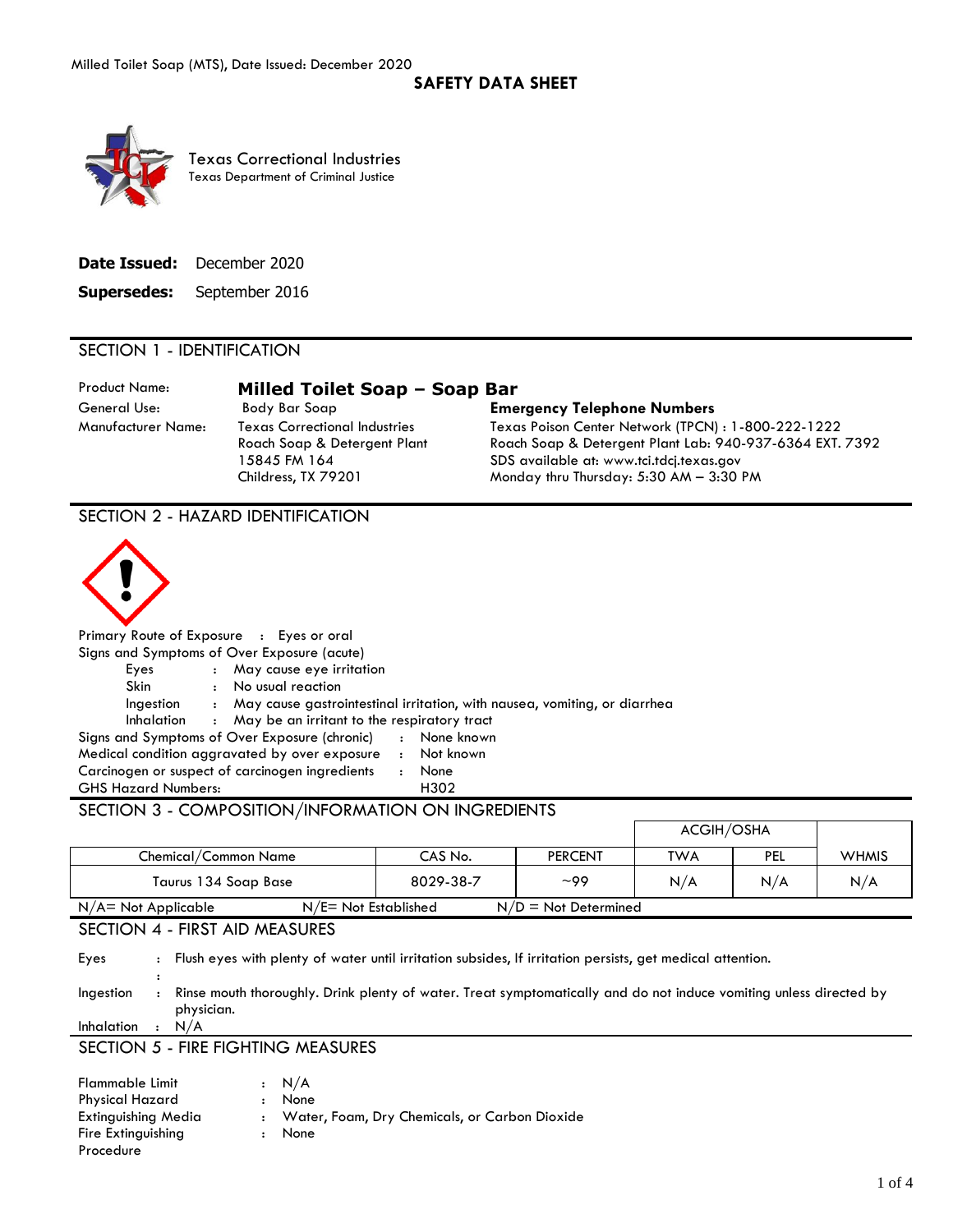Milled Toilet Soap (MTS), Date Issued: December 2020

# SAFETY DATA SHEET

Texas Correctional Industries
Texas Department of Criminal Justice

**Date Issued:** December 2020

**Supersedes:** September 2016

## SECTION 1 - IDENTIFICATION

Product Name: **Milled Toilet Soap – Soap Bar**

General Use: Body Bar Soap

Manufacturer Name: Texas Correctional Industries
Roach Soap & Detergent Plant
15845 FM 164
Childress, TX 79201

**Emergency Telephone Numbers**
Texas Poison Center Network (TPCN) : 1-800-222-1222
Roach Soap & Detergent Plant Lab: 940-937-6364 EXT. 7392
SDS available at: www.tci.tdcj.texas.gov
Monday thru Thursday: 5:30 AM – 3:30 PM

## SECTION 2 - HAZARD IDENTIFICATION

Primary Route of Exposure : Eyes or oral

Signs and Symptoms of Over Exposure (acute)

- Eyes : May cause eye irritation
- Skin : No usual reaction
- Ingestion : May cause gastrointestinal irritation, with nausea, vomiting, or diarrhea
- Inhalation : May be an irritant to the respiratory tract

Signs and Symptoms of Over Exposure (chronic) : None known

Medical condition aggravated by over exposure : Not known

Carcinogen or suspect of carcinogen ingredients : None

GHS Hazard Numbers: H302

## SECTION 3 - COMPOSITION/INFORMATION ON INGREDIENTS

| Chemical/Common Name | CAS No. | PERCENT | ACGIH/OSHA TWA | ACGIH/OSHA PEL | WHMIS |
|---|---|---|---|---|---|
| Taurus 134 Soap Base | 8029-38-7 | ~99 | N/A | N/A | N/A |

N/A= Not Applicable N/E= Not Established N/D = Not Determined

## SECTION 4 - FIRST AID MEASURES

Eyes : Flush eyes with plenty of water until irritation subsides, If irritation persists, get medical attention.

Ingestion : Rinse mouth thoroughly. Drink plenty of water. Treat symptomatically and do not induce vomiting unless directed by physician.

Inhalation : N/A

## SECTION 5 - FIRE FIGHTING MEASURES

Flammable Limit : N/A

Physical Hazard : None

Extinguishing Media : Water, Foam, Dry Chemicals, or Carbon Dioxide

Fire Extinguishing Procedure : None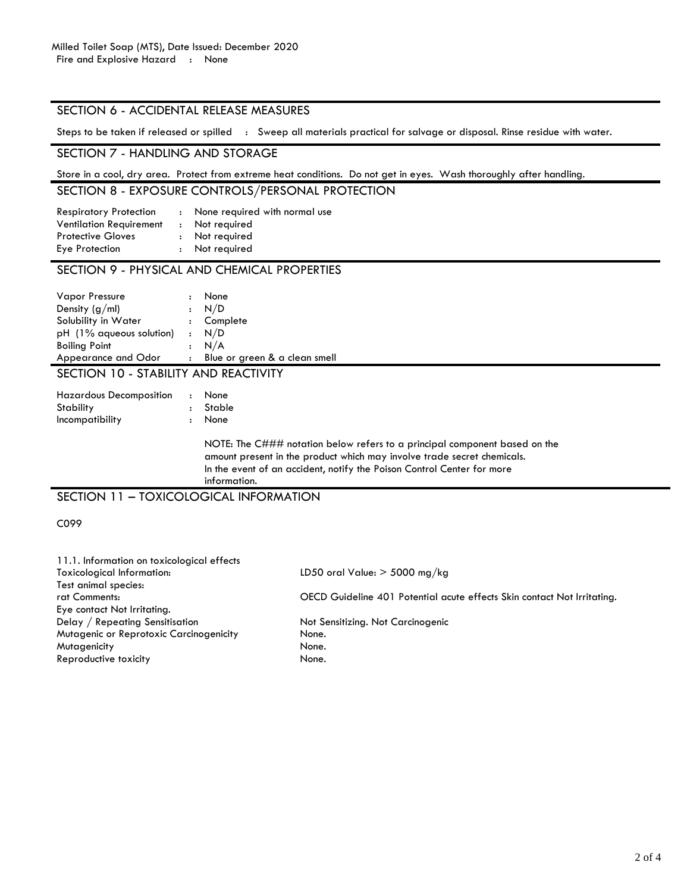Milled Toilet Soap (MTS), Date Issued: December 2020

Fire and Explosive Hazard : None

## SECTION 6 - ACCIDENTAL RELEASE MEASURES

Steps to be taken if released or spilled : Sweep all materials practical for salvage or disposal. Rinse residue with water.

## SECTION 7 - HANDLING AND STORAGE

Store in a cool, dry area. Protect from extreme heat conditions. Do not get in eyes. Wash thoroughly after handling.

## SECTION 8 - EXPOSURE CONTROLS/PERSONAL PROTECTION

| | |
|---|---|
| Respiratory Protection | : None required with normal use |
| Ventilation Requirement | : Not required |
| Protective Gloves | : Not required |
| Eye Protection | : Not required |

## SECTION 9 - PHYSICAL AND CHEMICAL PROPERTIES

| | |
|---|---|
| Vapor Pressure | : None |
| Density (g/ml) | : N/D |
| Solubility in Water | : Complete |
| pH (1% aqueous solution) | : N/D |
| Boiling Point | : N/A |
| Appearance and Odor | : Blue or green & a clean smell |

## SECTION 10 - STABILITY AND REACTIVITY

| | |
|---|---|
| Hazardous Decomposition | : None |
| Stability | : Stable |
| Incompatibility | : None |

NOTE: The C### notation below refers to a principal component based on the amount present in the product which may involve trade secret chemicals. In the event of an accident, notify the Poison Control Center for more information.

## SECTION 11 – TOXICOLOGICAL INFORMATION

C099

| | |
|---|---|
| 11.1. Information on toxicological effects | |
| Toxicological Information: | LD50 oral Value: > 5000 mg/kg |
| Test animal species: | |
| rat Comments: | OECD Guideline 401 Potential acute effects Skin contact Not Irritating. |
| Eye contact Not Irritating. | |
| Delay / Repeating Sensitisation | Not Sensitizing. Not Carcinogenic |
| Mutagenic or Reprotoxic Carcinogenicity | None. |
| Mutagenicity | None. |
| Reproductive toxicity | None. |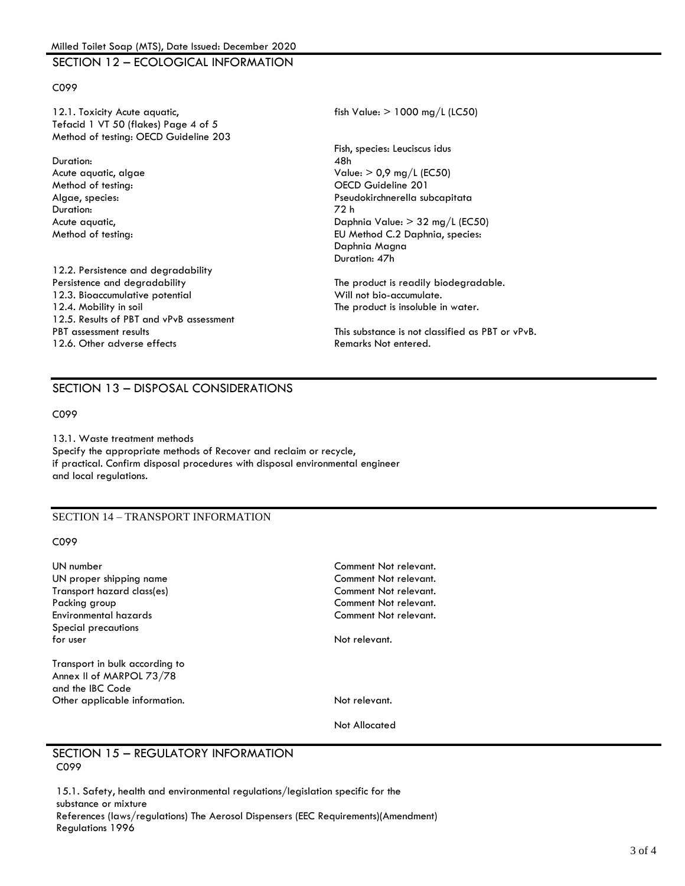## SECTION 12 – ECOLOGICAL INFORMATION

C099

| | |
|---|---|
| 12.1. Toxicity Acute aquatic,<br>Tefacid 1 VT 50 (flakes) Page 4 of 5<br>Method of testing: OECD Guideline 203 | fish Value: > 1000 mg/L (LC50) |
| | Fish, species: Leuciscus idus |
| Duration: | 48h |
| Acute aquatic, algae | Value: > 0,9 mg/L (EC50) |
| Method of testing: | OECD Guideline 201 |
| Algae, species: | Pseudokirchnerella subcapitata |
| Duration: | 72 h |
| Acute aquatic, | Daphnia Value: > 32 mg/L (EC50) |
| Method of testing: | EU Method C.2 Daphnia, species:<br>Daphnia Magna<br>Duration: 47h |
| 12.2. Persistence and degradability | |
| Persistence and degradability | The product is readily biodegradable. |
| 12.3. Bioaccumulative potential | Will not bio-accumulate. |
| 12.4. Mobility in soil | The product is insoluble in water. |
| 12.5. Results of PBT and vPvB assessment | |
| PBT assessment results | This substance is not classified as PBT or vPvB. |
| 12.6. Other adverse effects | Remarks Not entered. |

## SECTION 13 – DISPOSAL CONSIDERATIONS

C099

13.1. Waste treatment methods
Specify the appropriate methods of Recover and reclaim or recycle, if practical. Confirm disposal procedures with disposal environmental engineer and local regulations.

## SECTION 14 – TRANSPORT INFORMATION

C099

| | |
|---|---|
| UN number | Comment Not relevant. |
| UN proper shipping name | Comment Not relevant. |
| Transport hazard class(es) | Comment Not relevant. |
| Packing group | Comment Not relevant. |
| Environmental hazards | Comment Not relevant. |
| Special precautions for user | Not relevant. |
| Transport in bulk according to Annex II of MARPOL 73/78 and the IBC Code | |
| Other applicable information. | Not relevant. |
| | Not Allocated |

## SECTION 15 – REGULATORY INFORMATION

C099

15.1. Safety, health and environmental regulations/legislation specific for the substance or mixture
References (laws/regulations) The Aerosol Dispensers (EEC Requirements)(Amendment) Regulations 1996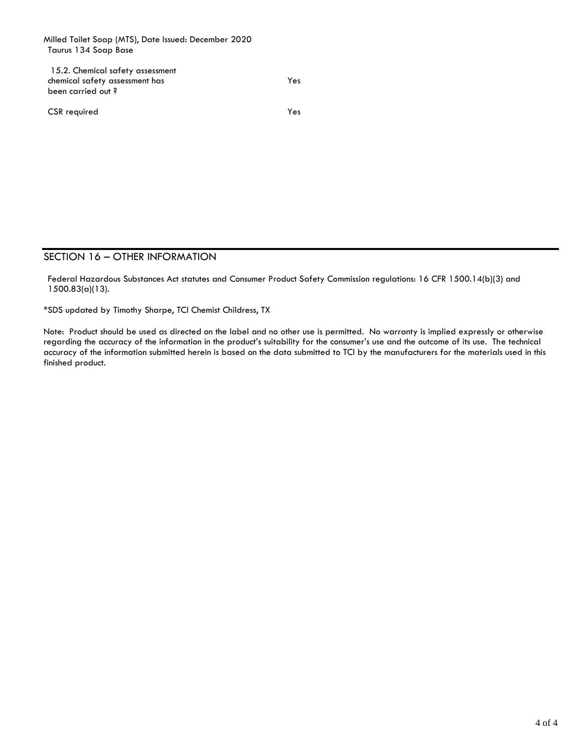15.2. Chemical safety assessment

| | |
|---|---|
| chemical safety assessment has been carried out ? | Yes |
| CSR required | Yes |

## SECTION 16 – OTHER INFORMATION

Federal Hazardous Substances Act statutes and Consumer Product Safety Commission regulations: 16 CFR 1500.14(b)(3) and 1500.83(a)(13).

*SDS updated by Timothy Sharpe, TCI Chemist Childress, TX

Note: Product should be used as directed on the label and no other use is permitted. No warranty is implied expressly or otherwise regarding the accuracy of the information in the product's suitability for the consumer's use and the outcome of its use. The technical accuracy of the information submitted herein is based on the data submitted to TCI by the manufacturers for the materials used in this finished product.